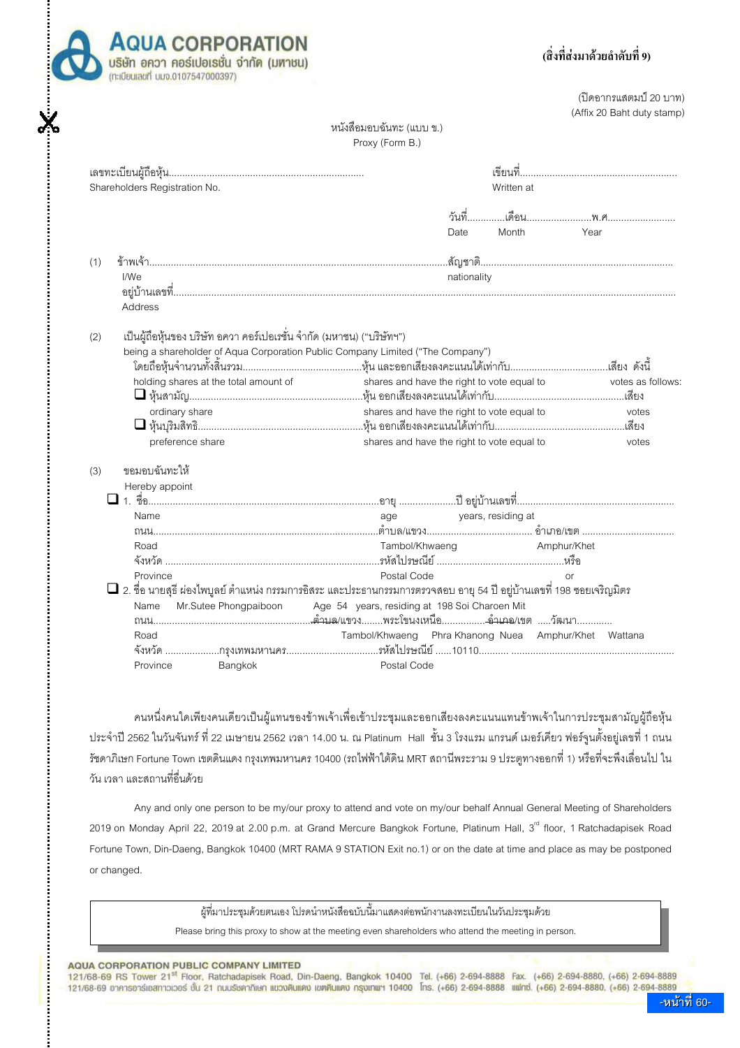**AQUA CORPORATION**
บริษัท อควา คอร์เปอเรชั่น จำกัด (มหาชน)
(ทะเบียนเลขที่ บมจ.0107547000397)

(สิ่งที่ส่งมาด้วยลำดับที่ 9)

(ปิดอากรแสตมป์ 20 บาท)
(Affix 20 Baht duty stamp)

หนังสือมอบฉันทะ (แบบ ข.)
Proxy (Form B.)

เลขทะเบียนผู้ถือหุ้น........................................................................
Shareholders Registration No.

เขียนที่...........................................................
Written at

วันที่.............เดือน.......................พ.ศ.........................
Date Month Year

(1) ข้าพเจ้า..............................................................................................................สัญชาติ.....................................................................
I/We nationality
อยู่บ้านเลขที่.......................................................................................................................................................................................................
Address

(2) เป็นผู้ถือหุ้นของ บริษัท อควา คอร์เปอเรชั่น จำกัด (มหาชน) ("บริษัทฯ")
being a shareholder of Aqua Corporation Public Company Limited ("The Company")
โดยถือหุ้นจำนวนทั้งสิ้นรวม............................................หุ้น และออกเสียงลงคะแนนได้เท่ากับ....................................เสียง ดังนี้
holding shares at the total amount of shares and have the right to vote equal to votes as follows:
❑ หุ้นสามัญ...............................................................หุ้น ออกเสียงลงคะแนนได้เท่ากับ...............................................เสียง
ordinary share shares and have the right to vote equal to votes
❑ หุ้นบุริมสิทธิ............................................................หุ้น ออกเสียงลงคะแนนได้เท่ากับ...............................................เสียง
preference share shares and have the right to vote equal to votes

(3) ขอมอบฉันทะให้
Hereby appoint
❑ 1. ชื่อ.....................................................................................อายุ ....................ปี อยู่บ้านเลขที่.........................................................
Name age years, residing at
ถนน...................................................................................ตำบล/แขวง....................................... อำเภอ/เขต .................................
Road Tambol/Khwaeng Amphur/Khet
จังหวัด ...............................................................................รหัสไปรษณีย์ ...............................................หรือ
Province Postal Code or
❑ 2. ชื่อ นายสุธี ผ่องไพบูลย์ ตำแหน่ง กรรมการอิสระ และประธานกรรมการตรวจสอบ อายุ 54 ปี อยู่บ้านเลขที่ 198 ซอยเจริญมิตร
Name Mr.Sutee Phongpaiboon Age 54 years, residing at 198 Soi Charoen Mit
ถนน...........................................................ตำบล/แขวง........พระโขนงเหนือ................อำเภอ/เขต .....วัฒนา.............
Road Tambol/Khwaeng Phra Khanong Nuea Amphur/Khet Wattana
จังหวัด ....................กรุงเทพมหานคร.................................รหัสไปรษณีย์ ......10110........... .............................................................
Province Bangkok Postal Code

คนหนึ่งคนใดเพียงคนเดียวเป็นผู้แทนของข้าพเจ้าเพื่อเข้าประชุมและออกเสียงลงคะแนนแทนข้าพเจ้าในการประชุมสามัญผู้ถือหุ้นประจำปี 2562 ในวันจันทร์ ที่ 22 เมษายน 2562 เวลา 14.00 น. ณ Platinum Hall ชั้น 3 โรงแรม แกรนด์ เมอร์เคียว ฟอร์จูนตั้งอยู่เลขที่ 1 ถนนรัชดาภิเษก Fortune Town เขตดินแดง กรุงเทพมหานคร 10400 (รถไฟฟ้าใต้ดิน MRT สถานีพระราม 9 ประตูทางออกที่ 1) หรือที่จะพึงเลื่อนไป ในวัน เวลา และสถานที่อื่นด้วย

Any and only one person to be my/our proxy to attend and vote on my/our behalf Annual General Meeting of Shareholders 2019 on Monday April 22, 2019 at 2.00 p.m. at Grand Mercure Bangkok Fortune, Platinum Hall, 3rd floor, 1 Ratchadapisek Road Fortune Town, Din-Daeng, Bangkok 10400 (MRT RAMA 9 STATION Exit no.1) or on the date at time and place as may be postponed or changed.

> ผู้ที่มาประชุมด้วยตนเอง โปรดนำหนังสือฉบับนี้มาแสดงต่อพนักงานลงทะเบียนในวันประชุมด้วย
> Please bring this proxy to show at the meeting even shareholders who attend the meeting in person.

**AQUA CORPORATION PUBLIC COMPANY LIMITED**
121/68-69 RS Tower 21st Floor, Ratchadapisek Road, Din-Daeng, Bangkok 10400 Tel. (+66) 2-694-8888 Fax. (+66) 2-694-8880, (+66) 2-694-8889
121/68-69 อาคารอาร์เอสทาวเวอร์ ชั้น 21 ถนนรัชดาภิเษก แขวงดินแดง เขตดินแดง กรุงเทพฯ 10400 โทร. (+66) 2-694-8888 แฟกซ์. (+66) 2-694-8880, (+66) 2-694-8889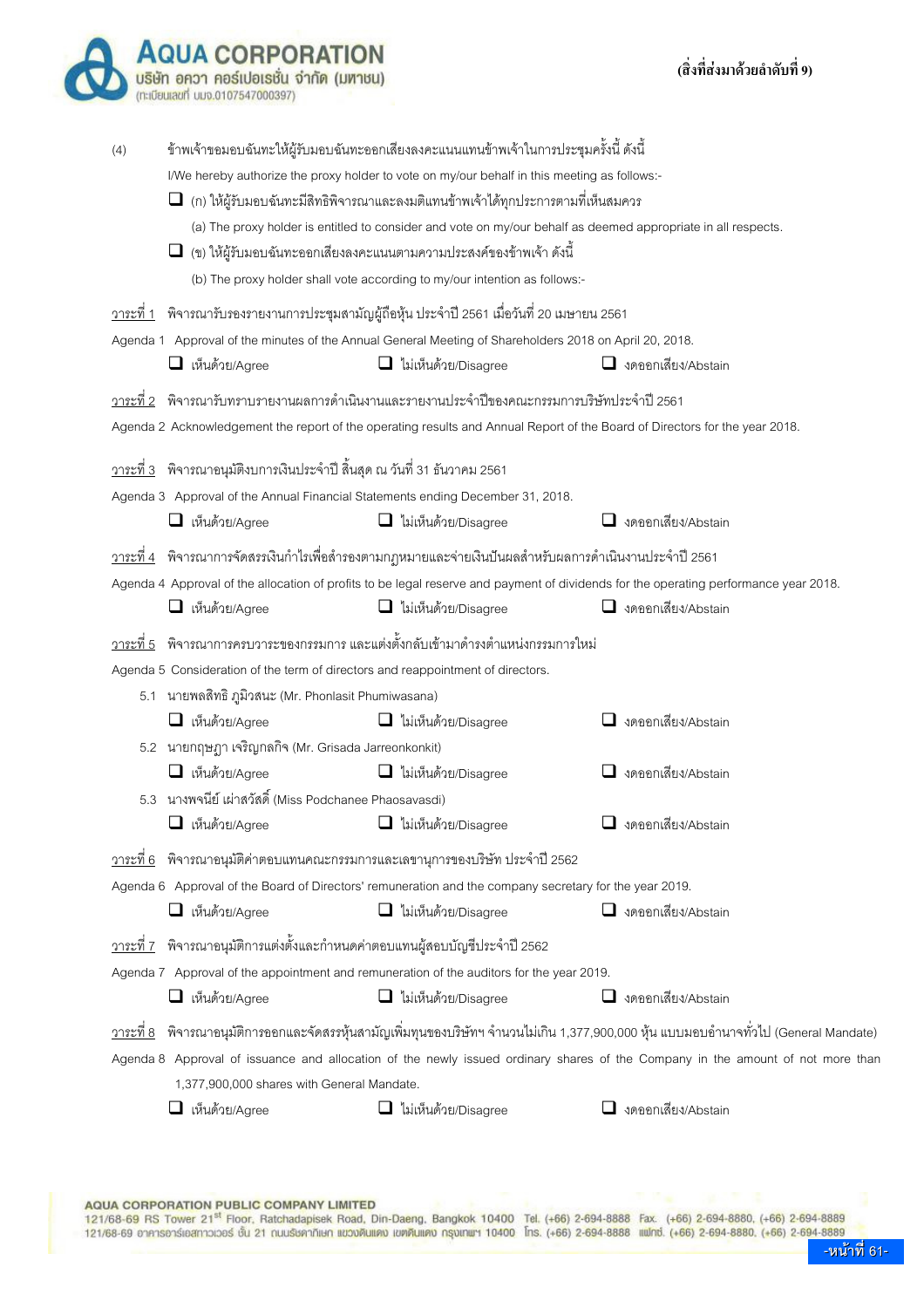(4) ข้าพเจ้าขอมอบฉันทะให้ผู้รับมอบฉันทะออกเสียงลงคะแนนแทนข้าพเจ้าในการประชุมครั้งนี้ ดังนี้

I/We hereby authorize the proxy holder to vote on my/our behalf in this meeting as follows:-

❑ (ก) ให้ผู้รับมอบฉันทะมีสิทธิพิจารณาและลงมติแทนข้าพเจ้าได้ทุกประการตามที่เห็นสมควร

(a) The proxy holder is entitled to consider and vote on my/our behalf as deemed appropriate in all respects.

❑ (ข) ให้ผู้รับมอบฉันทะออกเสียงลงคะแนนตามความประสงค์ของข้าพเจ้า ดังนี้

(b) The proxy holder shall vote according to my/our intention as follows:-

<u>วาระที่ 1</u> พิจารณารับรองรายงานการประชุมสามัญผู้ถือหุ้น ประจำปี 2561 เมื่อวันที่ 20 เมษายน 2561

Agenda 1 Approval of the minutes of the Annual General Meeting of Shareholders 2018 on April 20, 2018.

❑ เห็นด้วย/Agree ❑ ไม่เห็นด้วย/Disagree ❑ งดออกเสียง/Abstain

<u>วาระที่ 2</u> พิจารณารับทราบรายงานผลการดำเนินงานและรายงานประจำปีของคณะกรรมการบริษัทประจำปี 2561

Agenda 2 Acknowledgement the report of the operating results and Annual Report of the Board of Directors for the year 2018.

<u>วาระที่ 3</u> พิจารณาอนุมัติงบการเงินประจำปี สิ้นสุด ณ วันที่ 31 ธันวาคม 2561

Agenda 3 Approval of the Annual Financial Statements ending December 31, 2018.

❑ เห็นด้วย/Agree ❑ ไม่เห็นด้วย/Disagree ❑ งดออกเสียง/Abstain

<u>วาระที่ 4</u> พิจารณาการจัดสรรเงินกำไรเพื่อสำรองตามกฎหมายและจ่ายเงินปันผลสำหรับผลการดำเนินงานประจำปี 2561

Agenda 4 Approval of the allocation of profits to be legal reserve and payment of dividends for the operating performance year 2018.

❑ เห็นด้วย/Agree ❑ ไม่เห็นด้วย/Disagree ❑ งดออกเสียง/Abstain

<u>วาระที่ 5</u> พิจารณาการครบวาระของกรรมการ และแต่งตั้งกลับเข้ามาดำรงตำแหน่งกรรมการใหม่

Agenda 5 Consideration of the term of directors and reappointment of directors.

5.1 นายพลสิทธิ ภูมิวสนะ (Mr. Phonlasit Phumiwasana)

❑ เห็นด้วย/Agree ❑ ไม่เห็นด้วย/Disagree ❑ งดออกเสียง/Abstain

5.2 นายกฤษฎา เจริญกลกิจ (Mr. Grisada Jarreonkonkit)

❑ เห็นด้วย/Agree ❑ ไม่เห็นด้วย/Disagree ❑ งดออกเสียง/Abstain

5.3 นางพจนีย์ เผ่าสวัสดิ์ (Miss Podchanee Phaosavasdi)

❑ เห็นด้วย/Agree ❑ ไม่เห็นด้วย/Disagree ❑ งดออกเสียง/Abstain

<u>วาระที่ 6</u> พิจารณาอนุมัติค่าตอบแทนคณะกรรมการและเลขานุการของบริษัท ประจำปี 2562

Agenda 6 Approval of the Board of Directors' remuneration and the company secretary for the year 2019.

❑ เห็นด้วย/Agree ❑ ไม่เห็นด้วย/Disagree ❑ งดออกเสียง/Abstain

<u>วาระที่ 7</u> พิจารณาอนุมัติการแต่งตั้งและกำหนดค่าตอบแทนผู้สอบบัญชีประจำปี 2562

Agenda 7 Approval of the appointment and remuneration of the auditors for the year 2019.

❑ เห็นด้วย/Agree ❑ ไม่เห็นด้วย/Disagree ❑ งดออกเสียง/Abstain

<u>วาระที่ 8</u> พิจารณาอนุมัติการออกและจัดสรรหุ้นสามัญเพิ่มทุนของบริษัทฯ จำนวนไม่เกิน 1,377,900,000 หุ้น แบบมอบอำนาจทั่วไป (General Mandate)

Agenda 8 Approval of issuance and allocation of the newly issued ordinary shares of the Company in the amount of not more than 1,377,900,000 shares with General Mandate.

❑ เห็นด้วย/Agree ❑ ไม่เห็นด้วย/Disagree ❑ งดออกเสียง/Abstain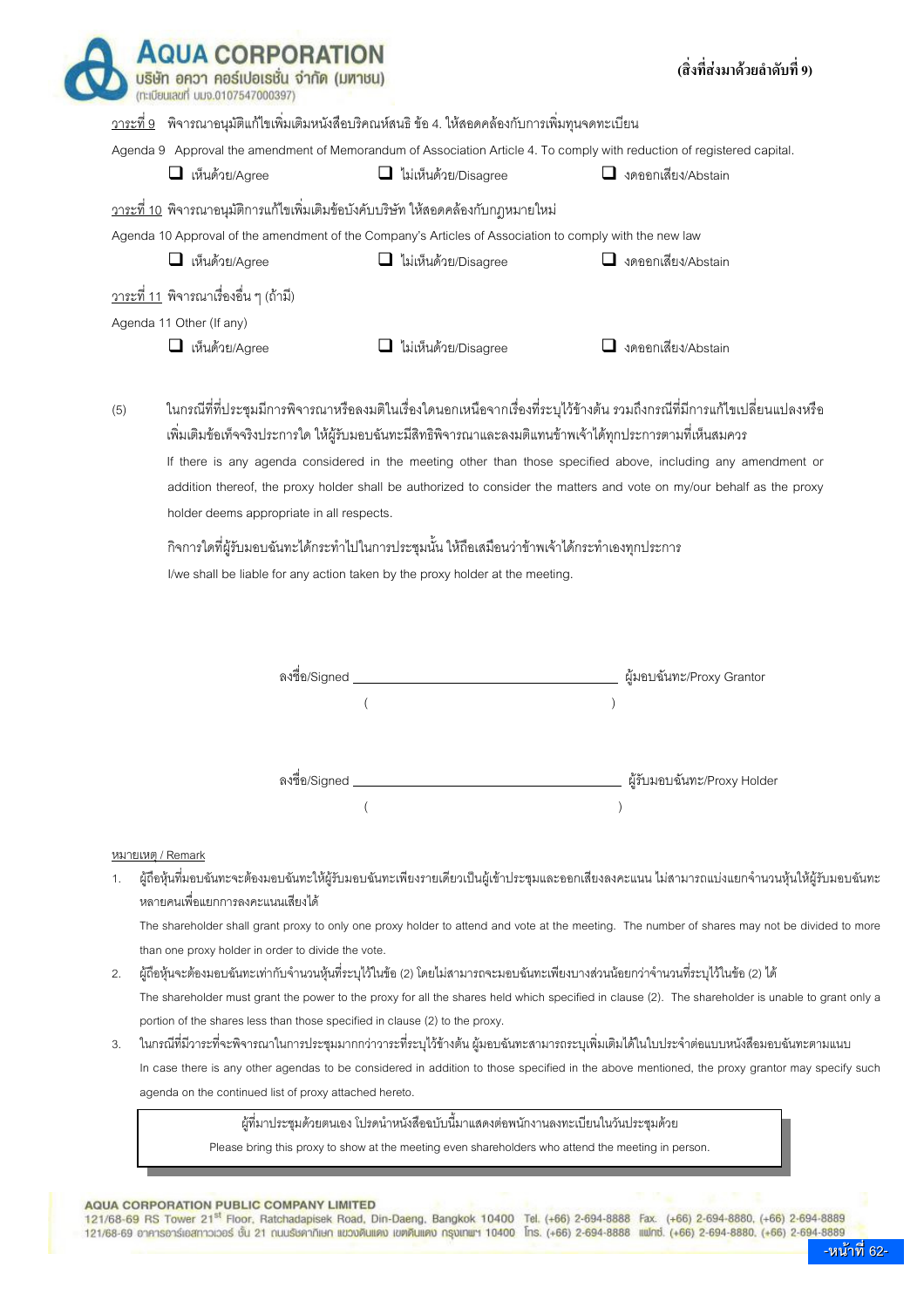(สิ่งที่ส่งมาด้วยลำดับที่ 9)

วาระที่ 9 พิจารณาอนุมัติแก้ไขเพิ่มเติมหนังสือบริคณห์สนธิ ข้อ 4. ให้สอดคล้องกับการเพิ่มทุนจดทะเบียน

Agenda 9 Approval the amendment of Memorandum of Association Article 4. To comply with reduction of registered capital.

❑ เห็นด้วย/Agree ❑ ไม่เห็นด้วย/Disagree ❑ งดออกเสียง/Abstain

วาระที่ 10 พิจารณาอนุมัติการแก้ไขเพิ่มเติมข้อบังคับบริษัท ให้สอดคล้องกับกฎหมายใหม่

Agenda 10 Approval of the amendment of the Company's Articles of Association to comply with the new law

❑ เห็นด้วย/Agree ❑ ไม่เห็นด้วย/Disagree ❑ งดออกเสียง/Abstain

วาระที่ 11 พิจารณาเรื่องอื่น ๆ (ถ้ามี)

Agenda 11 Other (If any)

❑ เห็นด้วย/Agree ❑ ไม่เห็นด้วย/Disagree ❑ งดออกเสียง/Abstain

(5) ในกรณีที่ที่ประชุมมีการพิจารณาหรือลงมติในเรื่องใดนอกเหนือจากเรื่องที่ระบุไว้ข้างต้น รวมถึงกรณีที่มีการแก้ไขเปลี่ยนแปลงหรือเพิ่มเติมข้อเท็จจริงประการใด ให้ผู้รับมอบฉันทะมีสิทธิพิจารณาและลงมติแทนข้าพเจ้าได้ทุกประการตามที่เห็นสมควร

If there is any agenda considered in the meeting other than those specified above, including any amendment or addition thereof, the proxy holder shall be authorized to consider the matters and vote on my/our behalf as the proxy holder deems appropriate in all respects.

กิจการใดที่ผู้รับมอบฉันทะได้กระทำไปในการประชุมนั้น ให้ถือเสมือนว่าข้าพเจ้าได้กระทำเองทุกประการ

I/we shall be liable for any action taken by the proxy holder at the meeting.

ลงชื่อ/Signed ______________________________ ผู้มอบฉันทะ/Proxy Grantor

( ______________________________ )

ลงชื่อ/Signed ______________________________ ผู้รับมอบฉันทะ/Proxy Holder

( ______________________________ )

หมายเหตุ / Remark

1. ผู้ถือหุ้นที่มอบฉันทะจะต้องมอบฉันทะให้ผู้รับมอบฉันทะเพียงรายเดียวเป็นผู้เข้าประชุมและออกเสียงลงคะแนน ไม่สามารถแบ่งแยกจำนวนหุ้นให้ผู้รับมอบฉันทะหลายคนเพื่อแยกการลงคะแนนเสียงได้

   The shareholder shall grant proxy to only one proxy holder to attend and vote at the meeting. The number of shares may not be divided to more than one proxy holder in order to divide the vote.

2. ผู้ถือหุ้นจะต้องมอบฉันทะเท่ากับจำนวนหุ้นที่ระบุไว้ในข้อ (2) โดยไม่สามารถจะมอบฉันทะเพียงบางส่วนน้อยกว่าจำนวนที่ระบุไว้ในข้อ (2) ได้

   The shareholder must grant the power to the proxy for all the shares held which specified in clause (2). The shareholder is unable to grant only a portion of the shares less than those specified in clause (2) to the proxy.

3. ในกรณีที่มีวาระที่จะพิจารณาในการประชุมมากกว่าวาระที่ระบุไว้ข้างต้น ผู้มอบฉันทะสามารถระบุเพิ่มเติมได้ในใบประจำต่อแบบหนังสือมอบฉันทะตามแนบ

   In case there is any other agendas to be considered in addition to those specified in the above mentioned, the proxy grantor may specify such agenda on the continued list of proxy attached hereto.

ผู้ที่มาประชุมด้วยตนเอง โปรดนำหนังสือฉบับนี้มาแสดงต่อพนักงานลงทะเบียนในวันประชุมด้วย

Please bring this proxy to show at the meeting even shareholders who attend the meeting in person.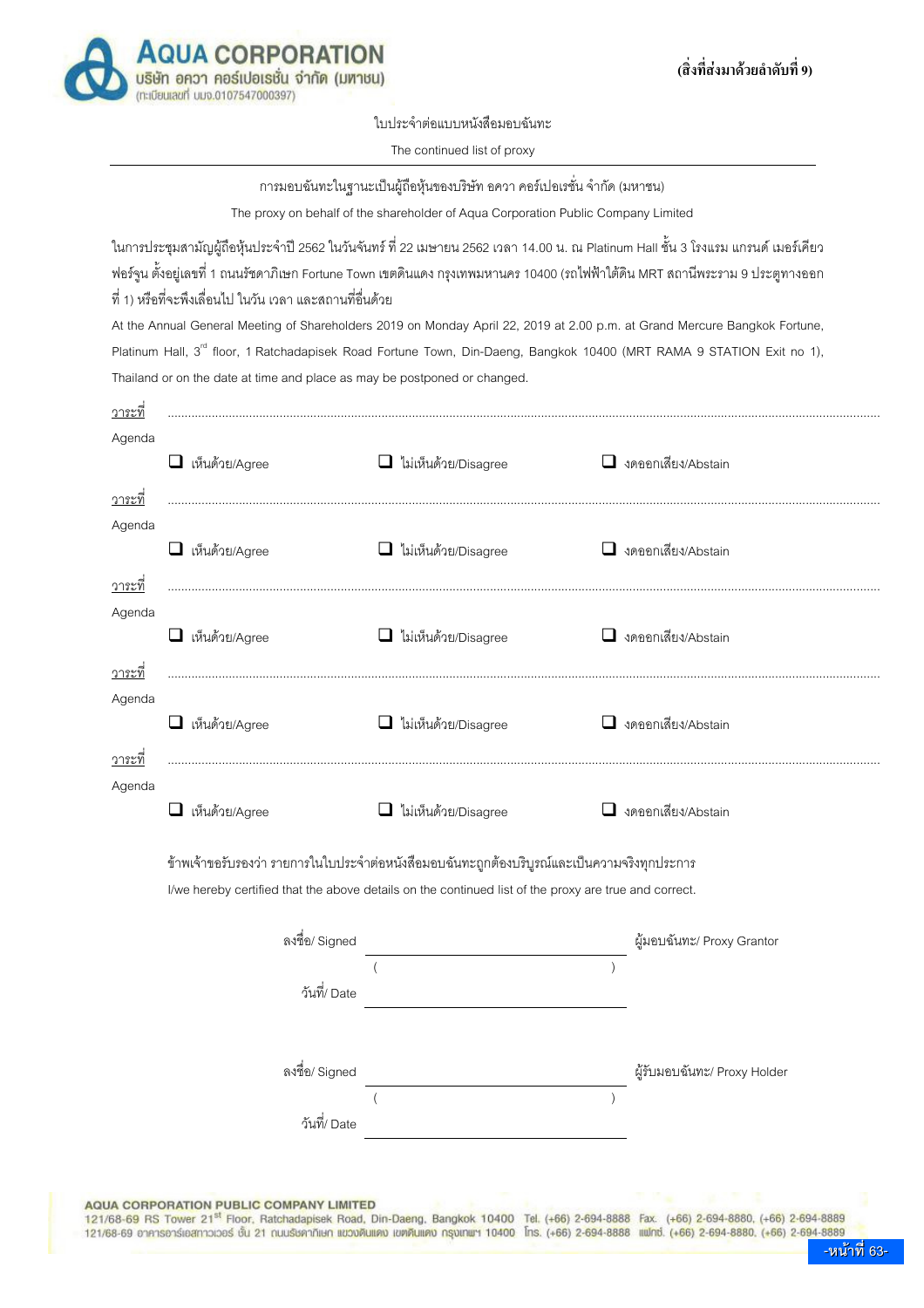(สิ่งที่ส่งมาด้วยลำดับที่ 9)

ใบประจำต่อแบบหนังสือมอบฉันทะ

The continued list of proxy

---

การมอบฉันทะในฐานะเป็นผู้ถือหุ้นของบริษัท อควา คอร์เปอเรชั่น จำกัด (มหาชน)

The proxy on behalf of the shareholder of Aqua Corporation Public Company Limited

ในการประชุมสามัญผู้ถือหุ้นประจำปี 2562 ในวันจันทร์ ที่ 22 เมษายน 2562 เวลา 14.00 น. ณ Platinum Hall ชั้น 3 โรงแรม แกรนด์ เมอร์เคียว ฟอร์จูน ตั้งอยู่เลขที่ 1 ถนนรัชดาภิเษก Fortune Town เขตดินแดง กรุงเทพมหานคร 10400 (รถไฟฟ้าใต้ดิน MRT สถานีพระราม 9 ประตูทางออกที่ 1) หรือที่จะพึงเลื่อนไป ในวัน เวลา และสถานที่อื่นด้วย

At the Annual General Meeting of Shareholders 2019 on Monday April 22, 2019 at 2.00 p.m. at Grand Mercure Bangkok Fortune, Platinum Hall, 3rd floor, 1 Ratchadapisek Road Fortune Town, Din-Daeng, Bangkok 10400 (MRT RAMA 9 STATION Exit no 1), Thailand or on the date at time and place as may be postponed or changed.

วาระที่ ...................................................................................................................................
Agenda
☐ เห็นด้วย/Agree ☐ ไม่เห็นด้วย/Disagree ☐ งดออกเสียง/Abstain

วาระที่ ...................................................................................................................................
Agenda
☐ เห็นด้วย/Agree ☐ ไม่เห็นด้วย/Disagree ☐ งดออกเสียง/Abstain

วาระที่ ...................................................................................................................................
Agenda
☐ เห็นด้วย/Agree ☐ ไม่เห็นด้วย/Disagree ☐ งดออกเสียง/Abstain

วาระที่ ...................................................................................................................................
Agenda
☐ เห็นด้วย/Agree ☐ ไม่เห็นด้วย/Disagree ☐ งดออกเสียง/Abstain

วาระที่ ...................................................................................................................................
Agenda
☐ เห็นด้วย/Agree ☐ ไม่เห็นด้วย/Disagree ☐ งดออกเสียง/Abstain

ข้าพเจ้าขอรับรองว่า รายการในใบประจำต่อหนังสือมอบฉันทะถูกต้องบริบูรณ์และเป็นความจริงทุกประการ

I/we hereby certified that the above details on the continued list of the proxy are true and correct.

ลงชื่อ/ Signed ________________________________ ผู้มอบฉันทะ/ Proxy Grantor
( )
วันที่/ Date ________________________________

ลงชื่อ/ Signed ________________________________ ผู้รับมอบฉันทะ/ Proxy Holder
( )
วันที่/ Date ________________________________